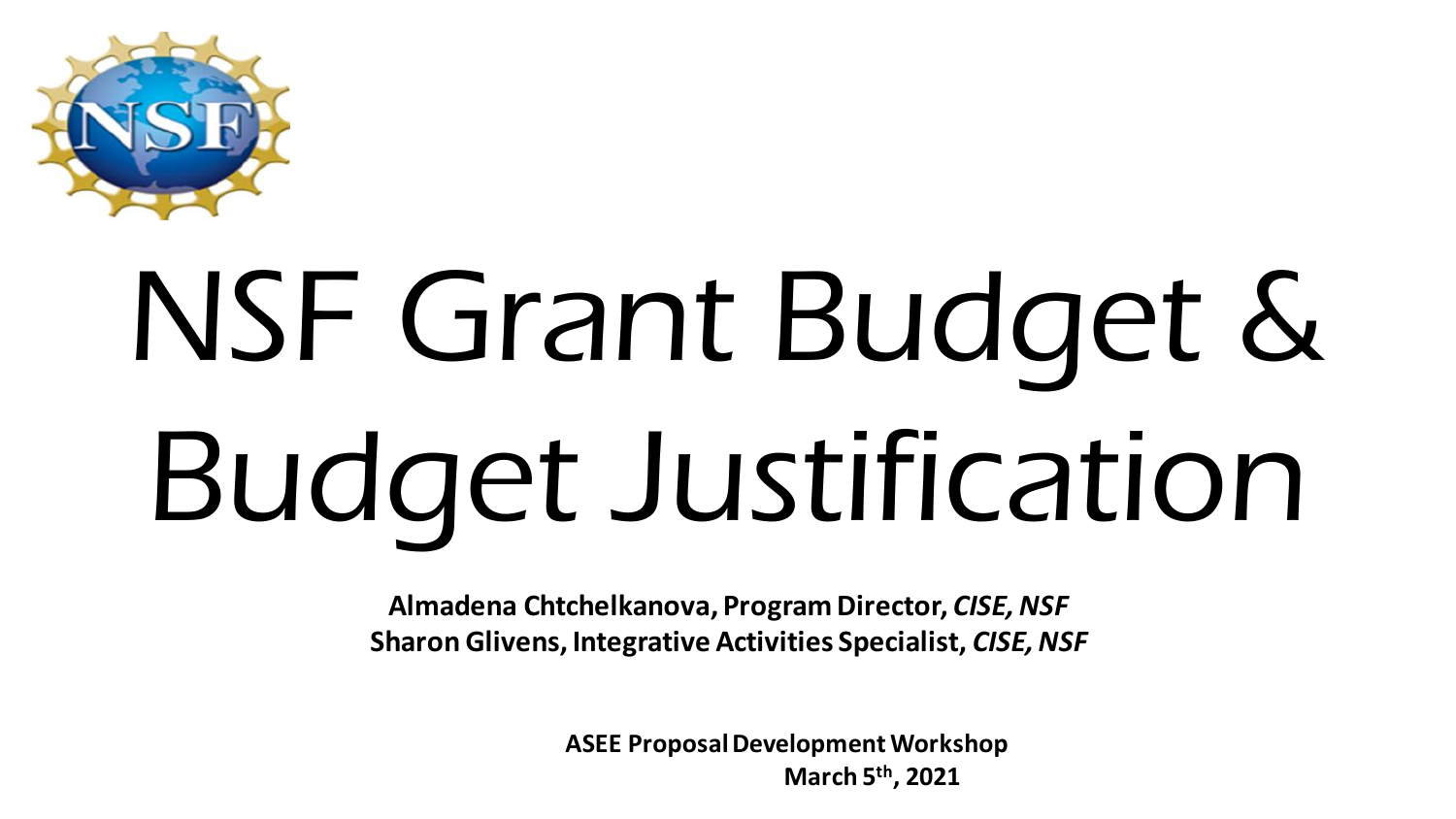# NSF Grant Budget & Budget Justification

**Almadena Chtchelkanova, Program Director, *CISE, NSF***
**Sharon Glivens, Integrative Activities Specialist, *CISE, NSF***

**ASEE Proposal Development Workshop**
**March 5th, 2021**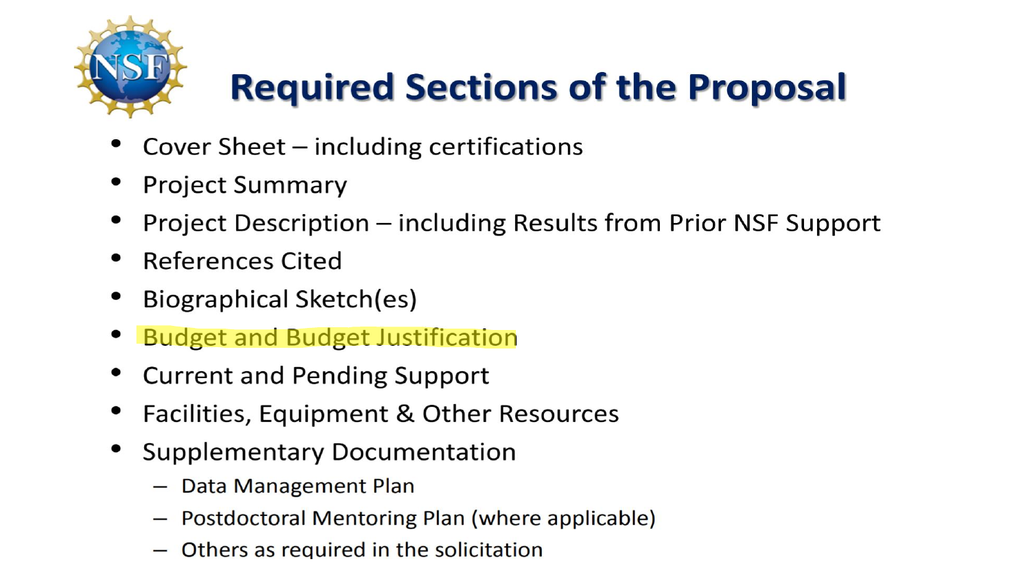# Required Sections of the Proposal

- Cover Sheet – including certifications
- Project Summary
- Project Description – including Results from Prior NSF Support
- References Cited
- Biographical Sketch(es)
- Budget and Budget Justification
- Current and Pending Support
- Facilities, Equipment & Other Resources
- Supplementary Documentation
  - Data Management Plan
  - Postdoctoral Mentoring Plan (where applicable)
  - Others as required in the solicitation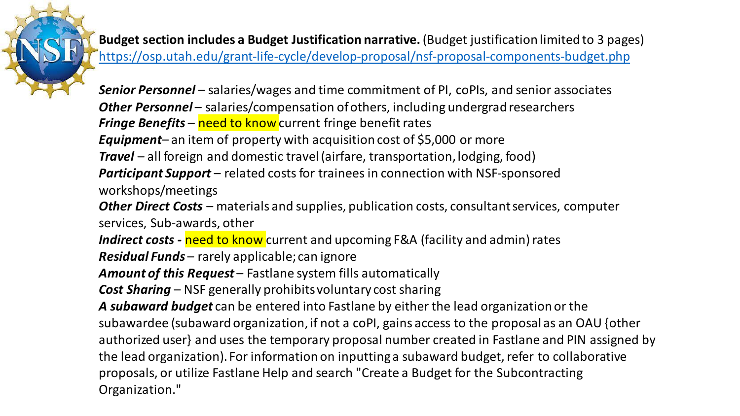**Budget section includes a Budget Justification narrative.** (Budget justification limited to 3 pages)
https://osp.utah.edu/grant-life-cycle/develop-proposal/nsf-proposal-components-budget.php

***Senior Personnel*** – salaries/wages and time commitment of PI, coPIs, and senior associates
***Other Personnel*** – salaries/compensation of others, including undergrad researchers
***Fringe Benefits*** – need to know current fringe benefit rates
***Equipment***– an item of property with acquisition cost of $5,000 or more
***Travel*** – all foreign and domestic travel (airfare, transportation, lodging, food)
***Participant Support*** – related costs for trainees in connection with NSF-sponsored workshops/meetings
***Other Direct Costs*** – materials and supplies, publication costs, consultant services, computer services, Sub-awards, other
***Indirect costs -*** need to know current and upcoming F&A (facility and admin) rates
***Residual Funds*** – rarely applicable; can ignore
***Amount of this Request*** – Fastlane system fills automatically
***Cost Sharing*** – NSF generally prohibits voluntary cost sharing
***A subaward budget*** can be entered into Fastlane by either the lead organization or the subawardee (subaward organization, if not a coPI, gains access to the proposal as an OAU {other authorized user} and uses the temporary proposal number created in Fastlane and PIN assigned by the lead organization). For information on inputting a subaward budget, refer to collaborative proposals, or utilize Fastlane Help and search "Create a Budget for the Subcontracting Organization."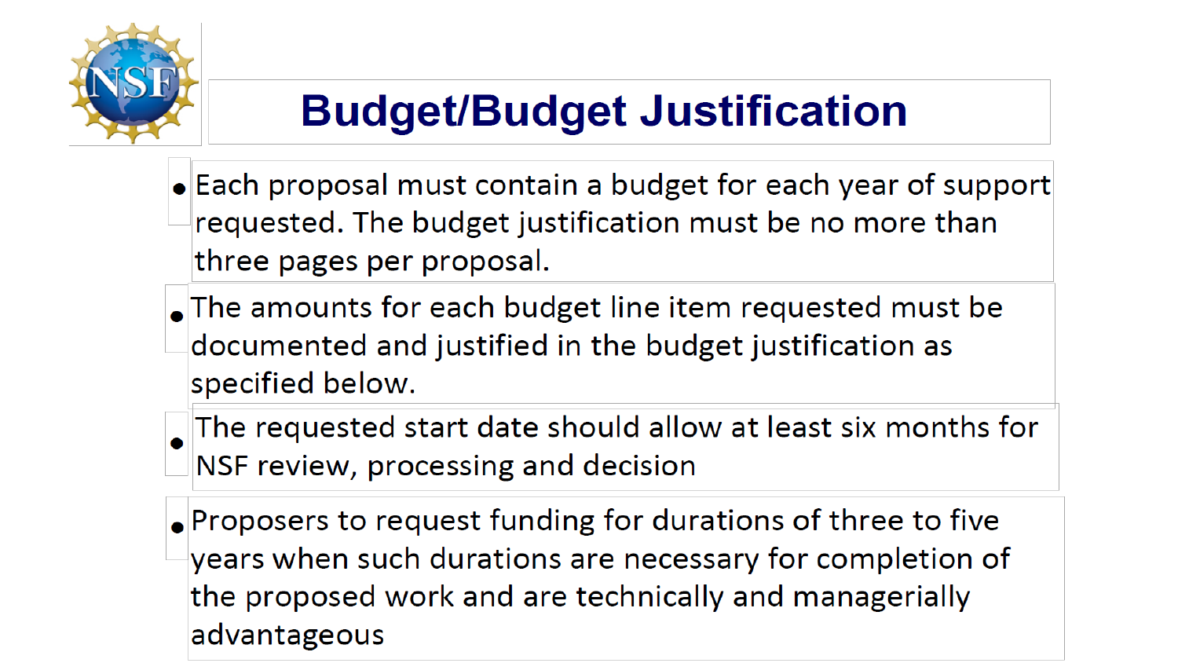# Budget/Budget Justification

- Each proposal must contain a budget for each year of support requested. The budget justification must be no more than three pages per proposal.
- The amounts for each budget line item requested must be documented and justified in the budget justification as specified below.
- The requested start date should allow at least six months for NSF review, processing and decision
- Proposers to request funding for durations of three to five years when such durations are necessary for completion of the proposed work and are technically and managerially advantageous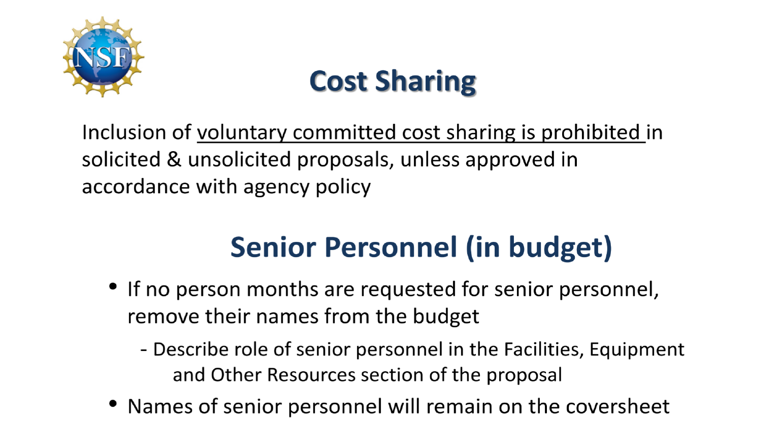## Cost Sharing

Inclusion of <u>voluntary committed cost sharing is prohibited</u> in solicited & unsolicited proposals, unless approved in accordance with agency policy

## Senior Personnel (in budget)

- If no person months are requested for senior personnel, remove their names from the budget
  - Describe role of senior personnel in the Facilities, Equipment and Other Resources section of the proposal
- Names of senior personnel will remain on the coversheet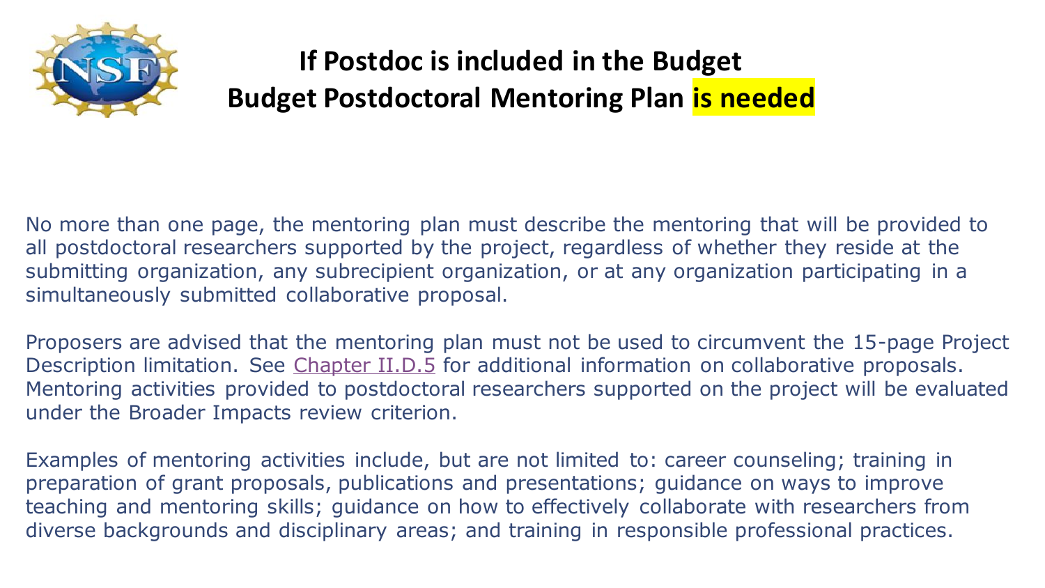# If Postdoc is included in the Budget
# Budget Postdoctoral Mentoring Plan **is needed**

No more than one page, the mentoring plan must describe the mentoring that will be provided to all postdoctoral researchers supported by the project, regardless of whether they reside at the submitting organization, any subrecipient organization, or at any organization participating in a simultaneously submitted collaborative proposal.

Proposers are advised that the mentoring plan must not be used to circumvent the 15-page Project Description limitation. See Chapter II.D.5 for additional information on collaborative proposals. Mentoring activities provided to postdoctoral researchers supported on the project will be evaluated under the Broader Impacts review criterion.

Examples of mentoring activities include, but are not limited to: career counseling; training in preparation of grant proposals, publications and presentations; guidance on ways to improve teaching and mentoring skills; guidance on how to effectively collaborate with researchers from diverse backgrounds and disciplinary areas; and training in responsible professional practices.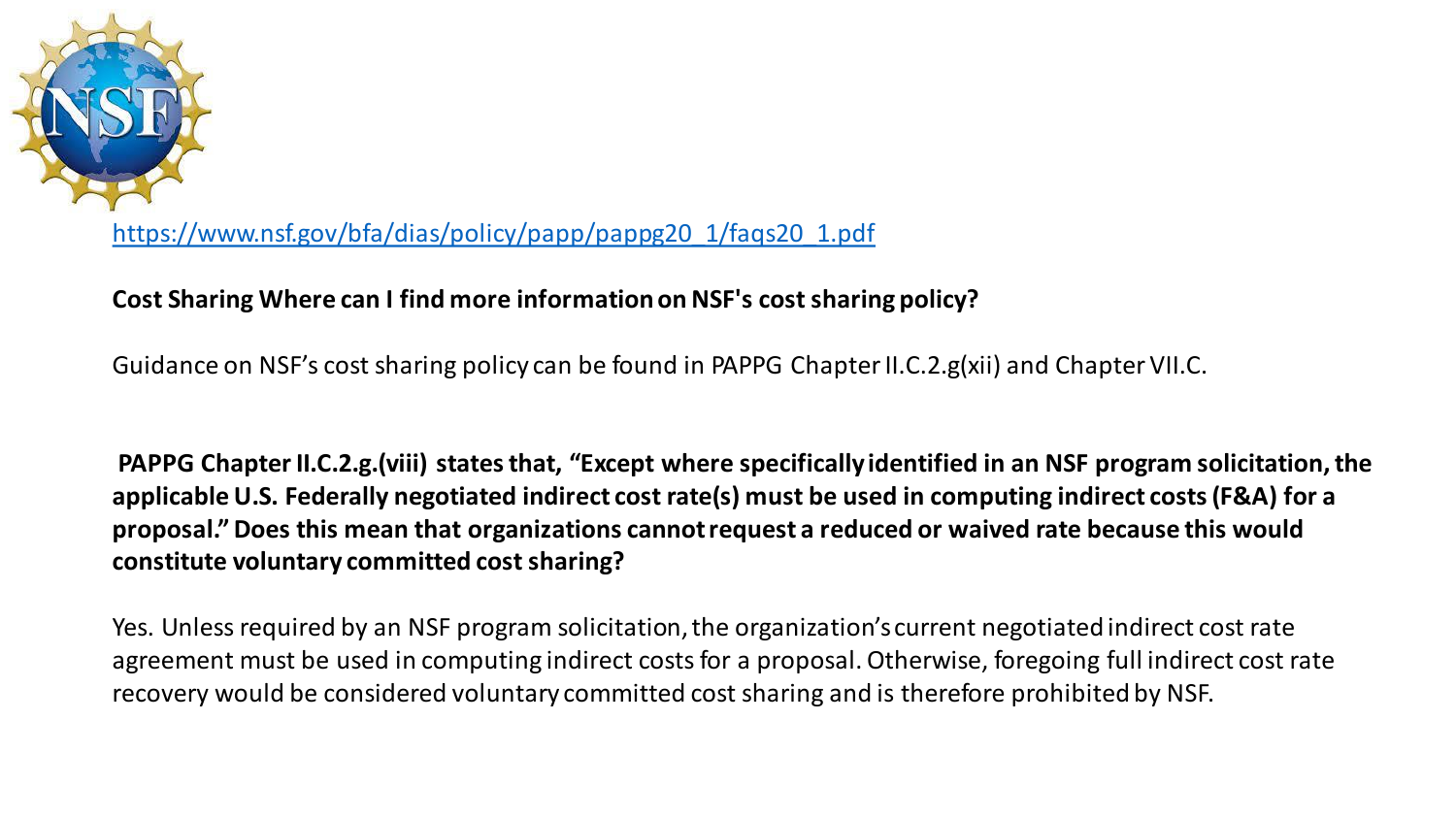https://www.nsf.gov/bfa/dias/policy/papp/pappg20_1/faqs20_1.pdf

**Cost Sharing Where can I find more information on NSF's cost sharing policy?**

Guidance on NSF's cost sharing policy can be found in PAPPG Chapter II.C.2.g(xii) and Chapter VII.C.

**PAPPG Chapter II.C.2.g.(viii) states that, "Except where specifically identified in an NSF program solicitation, the applicable U.S. Federally negotiated indirect cost rate(s) must be used in computing indirect costs (F&A) for a proposal." Does this mean that organizations cannot request a reduced or waived rate because this would constitute voluntary committed cost sharing?**

Yes. Unless required by an NSF program solicitation, the organization's current negotiated indirect cost rate agreement must be used in computing indirect costs for a proposal. Otherwise, foregoing full indirect cost rate recovery would be considered voluntary committed cost sharing and is therefore prohibited by NSF.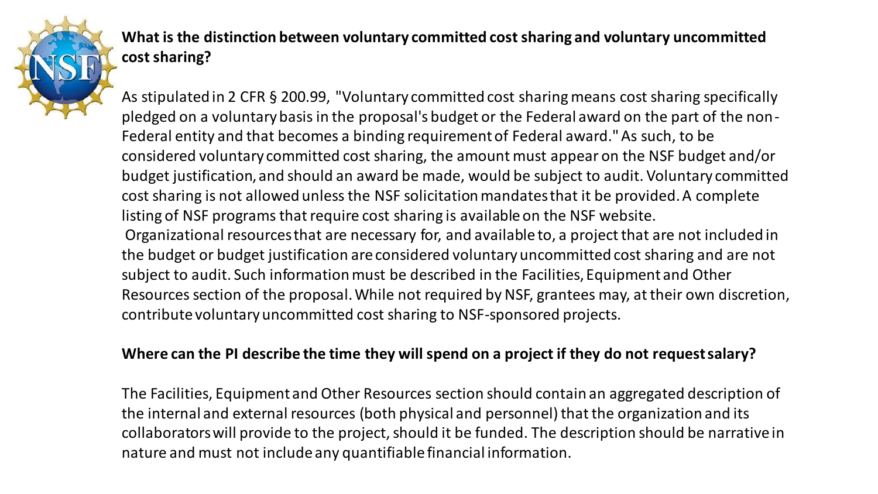**What is the distinction between voluntary committed cost sharing and voluntary uncommitted cost sharing?**

As stipulated in 2 CFR § 200.99, "Voluntary committed cost sharing means cost sharing specifically pledged on a voluntary basis in the proposal's budget or the Federal award on the part of the non-Federal entity and that becomes a binding requirement of Federal award." As such, to be considered voluntary committed cost sharing, the amount must appear on the NSF budget and/or budget justification, and should an award be made, would be subject to audit. Voluntary committed cost sharing is not allowed unless the NSF solicitation mandates that it be provided. A complete listing of NSF programs that require cost sharing is available on the NSF website.

Organizational resources that are necessary for, and available to, a project that are not included in the budget or budget justification are considered voluntary uncommitted cost sharing and are not subject to audit. Such information must be described in the Facilities, Equipment and Other Resources section of the proposal. While not required by NSF, grantees may, at their own discretion, contribute voluntary uncommitted cost sharing to NSF-sponsored projects.

**Where can the PI describe the time they will spend on a project if they do not request salary?**

The Facilities, Equipment and Other Resources section should contain an aggregated description of the internal and external resources (both physical and personnel) that the organization and its collaborators will provide to the project, should it be funded. The description should be narrative in nature and must not include any quantifiable financial information.